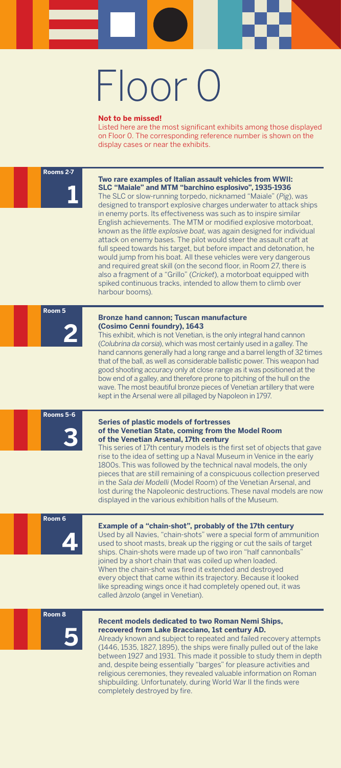# Floor 0

**Not to be missed!**

Listed here are the most significant exhibits among those displayed on Floor 0. The corresponding reference number is shown on the display cases or near the exhibits.

**Rooms 2-7**

**1**

### Two rare examples of Italian assault vehicles from WWII: SLC "Maiale" and MTM "barchino esplosivo", 1935-1936

The SLC or slow-running torpedo, nicknamed "Maiale" (*Pig*), was designed to transport explosive charges underwater to attack ships in enemy ports. Its effectiveness was such as to inspire similar English achievements. The MTM or modified explosive motorboat, known as the *little explosive boat*, was again designed for individual attack on enemy bases. The pilot would steer the assault craft at full speed towards his target, but before impact and detonation, he would jump from his boat. All these vehicles were very dangerous and required great skill (on the second floor, in Room 27, there is also a fragment of a "Grillo" (*Cricket*), a motorboat equipped with spiked continuous tracks, intended to allow them to climb over harbour booms).

**Room 5**

**2**

### Bronze hand cannon; Tuscan manufacture (Cosimo Cenni foundry), 1643

This exhibit, which is not Venetian, is the only integral hand cannon (*Colubrina da corsia*), which was most certainly used in a galley. The hand cannons generally had a long range and a barrel length of 32 times that of the ball, as well as considerable ballistic power. This weapon had good shooting accuracy only at close range as it was positioned at the bow end of a galley, and therefore prone to pitching of the hull on the wave. The most beautiful bronze pieces of Venetian artillery that were kept in the Arsenal were all pillaged by Napoleon in 1797.

**Rooms 5-6**

**3**

### Series of plastic models of fortresses of the Venetian State, coming from the Model Room of the Venetian Arsenal, 17th century

This series of 17th century models is the first set of objects that gave rise to the idea of setting up a Naval Museum in Venice in the early 1800s. This was followed by the technical naval models, the only pieces that are still remaining of a conspicuous collection preserved in the *Sala dei Modelli* (Model Room) of the Venetian Arsenal, and lost during the Napoleonic destructions. These naval models are now displayed in the various exhibition halls of the Museum.

**Room 6**

**4**

### Example of a "chain-shot", probably of the 17th century

Used by all Navies, "chain-shots" were a special form of ammunition used to shoot masts, break up the rigging or cut the sails of target ships. Chain-shots were made up of two iron "half cannonballs" joined by a short chain that was coiled up when loaded. When the chain-shot was fired it extended and destroyed every object that came within its trajectory. Because it looked like spreading wings once it had completely opened out, it was called *ànzolo* (angel in Venetian).

**Room 8**

**5**

### Recent models dedicated to two Roman Nemi Ships, recovered from Lake Bracciano, 1st century AD.

Already known and subject to repeated and failed recovery attempts (1446, 1535, 1827, 1895), the ships were finally pulled out of the lake between 1927 and 1931. This made it possible to study them in depth and, despite being essentially "barges" for pleasure activities and religious ceremonies, they revealed valuable information on Roman shipbuilding. Unfortunately, during World War II the finds were completely destroyed by fire.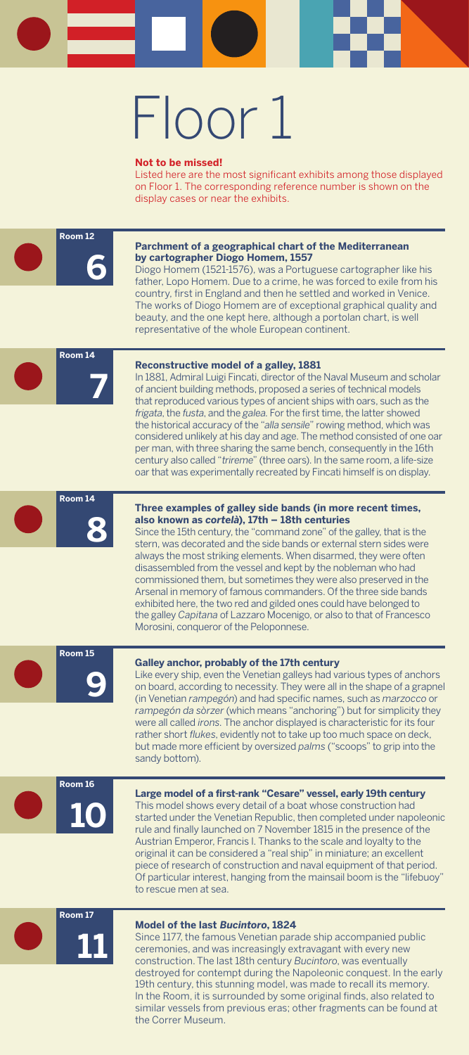# Floor 1

**Not to be missed!**

Listed here are the most significant exhibits among those displayed on Floor 1. The corresponding reference number is shown on the display cases or near the exhibits.

**Room 12**

**6**

### Parchment of a geographical chart of the Mediterranean by cartographer Diogo Homem, 1557

Diogo Homem (1521-1576), was a Portuguese cartographer like his father, Lopo Homem. Due to a crime, he was forced to exile from his country, first in England and then he settled and worked in Venice. The works of Diogo Homem are of exceptional graphical quality and beauty, and the one kept here, although a portolan chart, is well representative of the whole European continent.

**Room 14**

**7**

### Reconstructive model of a galley, 1881

In 1881, Admiral Luigi Fincati, director of the Naval Museum and scholar of ancient building methods, proposed a series of technical models that reproduced various types of ancient ships with oars, such as the *frigata*, the *fusta*, and the *galea*. For the first time, the latter showed the historical accuracy of the "*alla sensile*" rowing method, which was considered unlikely at his day and age. The method consisted of one oar per man, with three sharing the same bench, consequently in the 16th century also called "*trireme*" (three oars). In the same room, a life-size oar that was experimentally recreated by Fincati himself is on display.

**Room 14**

**8**

### Three examples of galley side bands (in more recent times, also known as *cortelà*), 17th – 18th centuries

Since the 15th century, the "command zone" of the galley, that is the stern, was decorated and the side bands or external stern sides were always the most striking elements. When disarmed, they were often disassembled from the vessel and kept by the nobleman who had commissioned them, but sometimes they were also preserved in the Arsenal in memory of famous commanders. Of the three side bands exhibited here, the two red and gilded ones could have belonged to the galley *Capitana* of Lazzaro Mocenigo, or also to that of Francesco Morosini, conqueror of the Peloponnese.

**Room 15**

**9**

### Galley anchor, probably of the 17th century

Like every ship, even the Venetian galleys had various types of anchors on board, according to necessity. They were all in the shape of a grapnel (in Venetian *rampegón*) and had specific names, such as *marzocco* or *rampegón da sòrzer* (which means "anchoring") but for simplicity they were all called *irons*. The anchor displayed is characteristic for its four rather short *flukes*, evidently not to take up too much space on deck, but made more efficient by oversized *palms* ("scoops" to grip into the sandy bottom).

**Room 16**

**10**

### Large model of a first-rank "Cesare" vessel, early 19th century

This model shows every detail of a boat whose construction had started under the Venetian Republic, then completed under napoleonic rule and finally launched on 7 November 1815 in the presence of the Austrian Emperor, Francis I. Thanks to the scale and loyalty to the original it can be considered a "real ship" in miniature; an excellent piece of research of construction and naval equipment of that period. Of particular interest, hanging from the mainsail boom is the "lifebuoy" to rescue men at sea.

**Room 17**

**11**

### Model of the last *Bucintoro*, 1824

Since 1177, the famous Venetian parade ship accompanied public ceremonies, and was increasingly extravagant with every new construction. The last 18th century *Bucintoro*, was eventually destroyed for contempt during the Napoleonic conquest. In the early 19th century, this stunning model, was made to recall its memory. In the Room, it is surrounded by some original finds, also related to similar vessels from previous eras; other fragments can be found at the Correr Museum.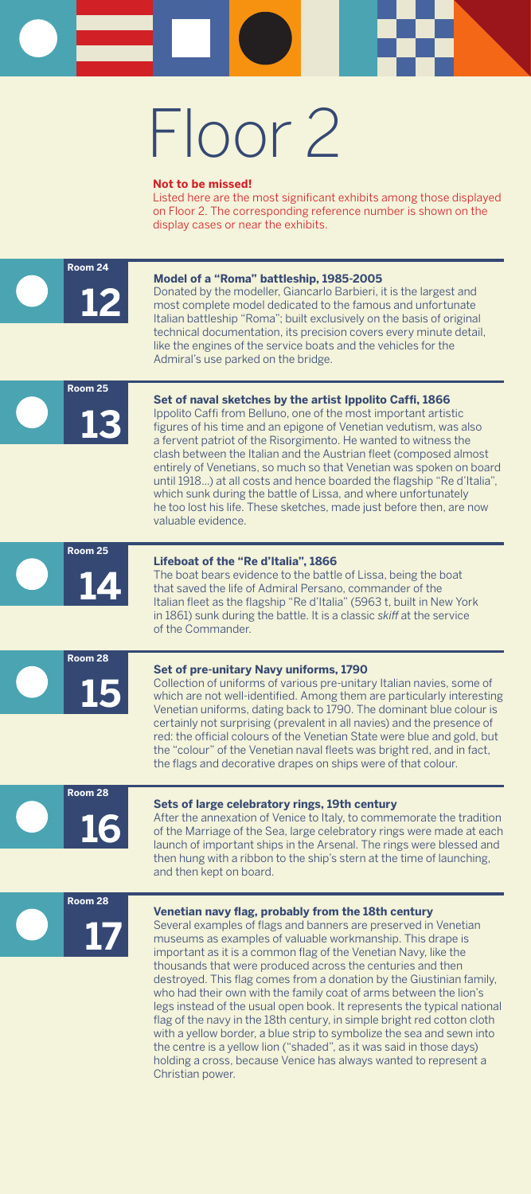# Floor 2

**Not to be missed!**

Listed here are the most significant exhibits among those displayed on Floor 2. The corresponding reference number is shown on the display cases or near the exhibits.

Room 24
**12**

### Model of a "Roma" battleship, 1985-2005

Donated by the modeller, Giancarlo Barbieri, it is the largest and most complete model dedicated to the famous and unfortunate Italian battleship "Roma"; built exclusively on the basis of original technical documentation, its precision covers every minute detail, like the engines of the service boats and the vehicles for the Admiral's use parked on the bridge.

Room 25
**13**

### Set of naval sketches by the artist Ippolito Caffi, 1866

Ippolito Caffi from Belluno, one of the most important artistic figures of his time and an epigone of Venetian vedutism, was also a fervent patriot of the Risorgimento. He wanted to witness the clash between the Italian and the Austrian fleet (composed almost entirely of Venetians, so much so that Venetian was spoken on board until 1918...) at all costs and hence boarded the flagship "Re d'Italia", which sunk during the battle of Lissa, and where unfortunately he too lost his life. These sketches, made just before then, are now valuable evidence.

Room 25
**14**

### Lifeboat of the "Re d'Italia", 1866

The boat bears evidence to the battle of Lissa, being the boat that saved the life of Admiral Persano, commander of the Italian fleet as the flagship "Re d'Italia" (5963 t, built in New York in 1861) sunk during the battle. It is a classic *skiff* at the service of the Commander.

Room 28
**15**

### Set of pre-unitary Navy uniforms, 1790

Collection of uniforms of various pre-unitary Italian navies, some of which are not well-identified. Among them are particularly interesting Venetian uniforms, dating back to 1790. The dominant blue colour is certainly not surprising (prevalent in all navies) and the presence of red: the official colours of the Venetian State were blue and gold, but the "colour" of the Venetian naval fleets was bright red, and in fact, the flags and decorative drapes on ships were of that colour.

Room 28
**16**

### Sets of large celebratory rings, 19th century

After the annexation of Venice to Italy, to commemorate the tradition of the Marriage of the Sea, large celebratory rings were made at each launch of important ships in the Arsenal. The rings were blessed and then hung with a ribbon to the ship's stern at the time of launching, and then kept on board.

Room 28
**17**

### Venetian navy flag, probably from the 18th century

Several examples of flags and banners are preserved in Venetian museums as examples of valuable workmanship. This drape is important as it is a common flag of the Venetian Navy, like the thousands that were produced across the centuries and then destroyed. This flag comes from a donation by the Giustinian family, who had their own with the family coat of arms between the lion's legs instead of the usual open book. It represents the typical national flag of the navy in the 18th century, in simple bright red cotton cloth with a yellow border, a blue strip to symbolize the sea and sewn into the centre is a yellow lion ("shaded", as it was said in those days) holding a cross, because Venice has always wanted to represent a Christian power.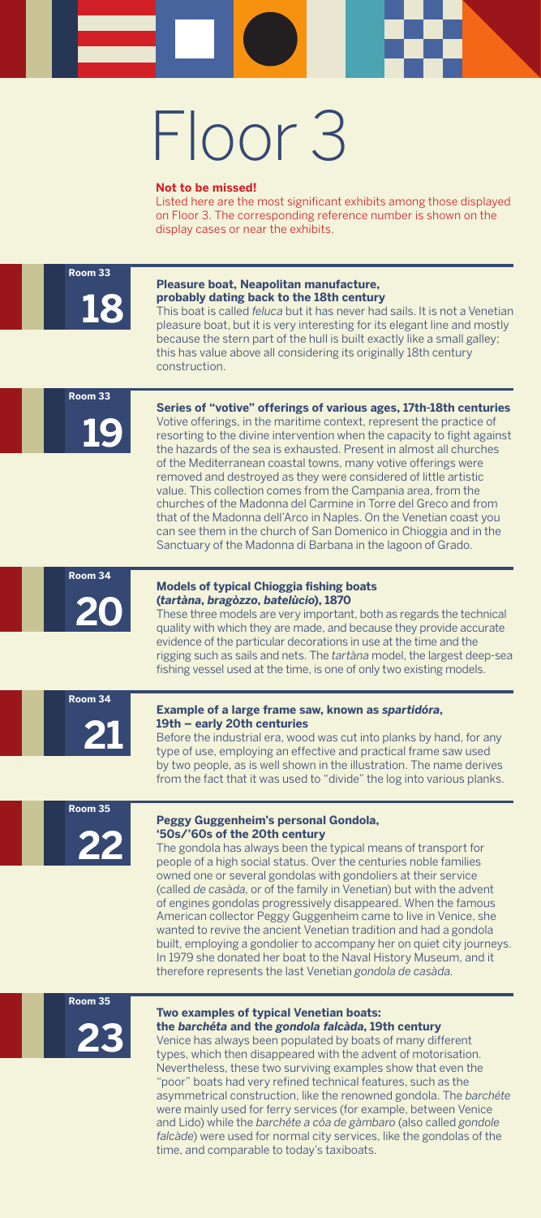# Floor 3

**Not to be missed!**

Listed here are the most significant exhibits among those displayed on Floor 3. The corresponding reference number is shown on the display cases or near the exhibits.

**Room 33**

**18**

### Pleasure boat, Neapolitan manufacture, probably dating back to the 18th century

This boat is called *feluca* but it has never had sails. It is not a Venetian pleasure boat, but it is very interesting for its elegant line and mostly because the stern part of the hull is built exactly like a small galley; this has value above all considering its originally 18th century construction.

**Room 33**

**19**

### Series of "votive" offerings of various ages, 17th-18th centuries

Votive offerings, in the maritime context, represent the practice of resorting to the divine intervention when the capacity to fight against the hazards of the sea is exhausted. Present in almost all churches of the Mediterranean coastal towns, many votive offerings were removed and destroyed as they were considered of little artistic value. This collection comes from the Campania area, from the churches of the Madonna del Carmine in Torre del Greco and from that of the Madonna dell'Arco in Naples. On the Venetian coast you can see them in the church of San Domenico in Chioggia and in the Sanctuary of the Madonna di Barbana in the lagoon of Grado.

**Room 34**

**20**

### Models of typical Chioggia fishing boats (*tartàna*, *bragòzzo*, *batelùcio*), 1870

These three models are very important, both as regards the technical quality with which they are made, and because they provide accurate evidence of the particular decorations in use at the time and the rigging such as sails and nets. The *tartàna* model, the largest deep-sea fishing vessel used at the time, is one of only two existing models.

**Room 34**

**21**

### Example of a large frame saw, known as *spartidóra*, 19th – early 20th centuries

Before the industrial era, wood was cut into planks by hand, for any type of use, employing an effective and practical frame saw used by two people, as is well shown in the illustration. The name derives from the fact that it was used to "divide" the log into various planks.

**Room 35**

**22**

### Peggy Guggenheim's personal Gondola, '50s/'60s of the 20th century

The gondola has always been the typical means of transport for people of a high social status. Over the centuries noble families owned one or several gondolas with gondoliers at their service (called *de casàda*, or of the family in Venetian) but with the advent of engines gondolas progressively disappeared. When the famous American collector Peggy Guggenheim came to live in Venice, she wanted to revive the ancient Venetian tradition and had a gondola built, employing a gondolier to accompany her on quiet city journeys. In 1979 she donated her boat to the Naval History Museum, and it therefore represents the last Venetian *gondola de casàda*.

**Room 35**

**23**

### Two examples of typical Venetian boats: the *barchéta* and the *gondola falcàda*, 19th century

Venice has always been populated by boats of many different types, which then disappeared with the advent of motorisation. Nevertheless, these two surviving examples show that even the "poor" boats had very refined technical features, such as the asymmetrical construction, like the renowned gondola. The *barchéte* were mainly used for ferry services (for example, between Venice and Lido) while the *barchéte a cóa de gàmbaro* (also called *gondole falcàde*) were used for normal city services, like the gondolas of the time, and comparable to today's taxiboats.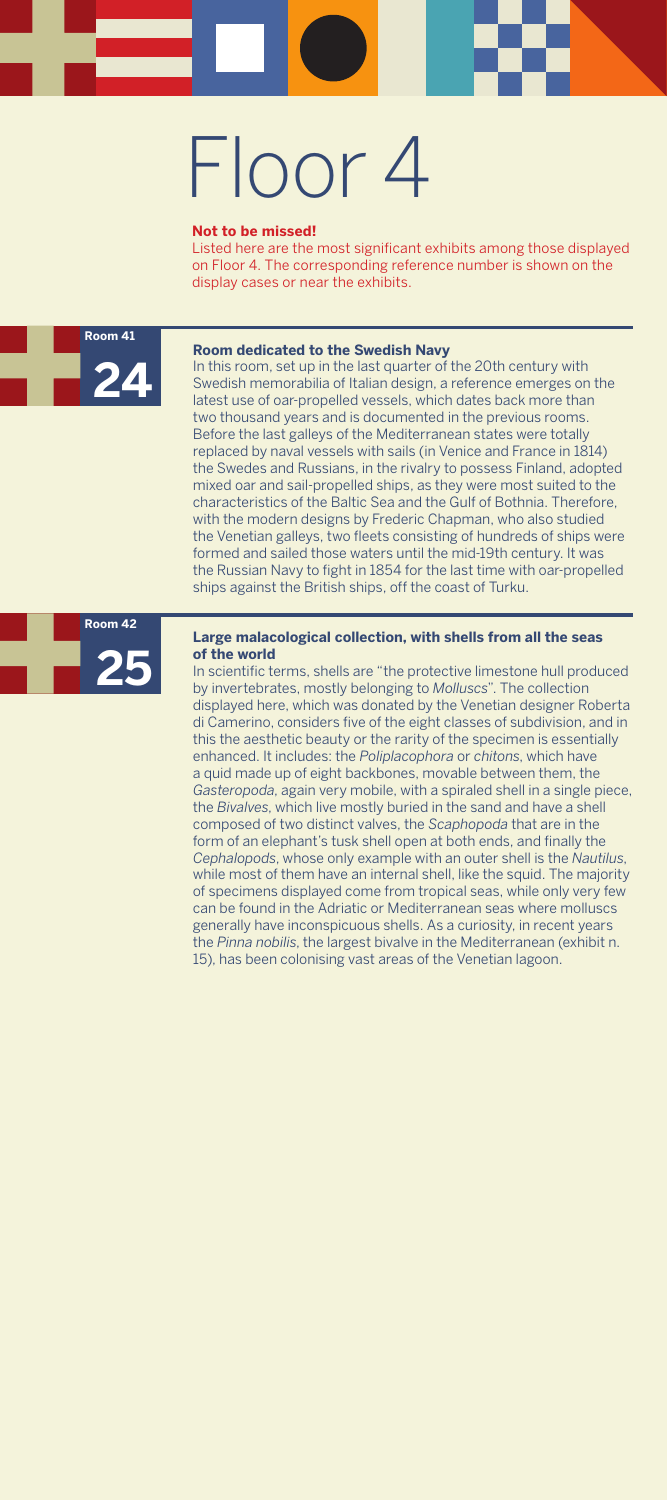# Floor 4

**Not to be missed!**

Listed here are the most significant exhibits among those displayed on Floor 4. The corresponding reference number is shown on the display cases or near the exhibits.

Room 41

**24**

### Room dedicated to the Swedish Navy

In this room, set up in the last quarter of the 20th century with Swedish memorabilia of Italian design, a reference emerges on the latest use of oar-propelled vessels, which dates back more than two thousand years and is documented in the previous rooms. Before the last galleys of the Mediterranean states were totally replaced by naval vessels with sails (in Venice and France in 1814) the Swedes and Russians, in the rivalry to possess Finland, adopted mixed oar and sail-propelled ships, as they were most suited to the characteristics of the Baltic Sea and the Gulf of Bothnia. Therefore, with the modern designs by Frederic Chapman, who also studied the Venetian galleys, two fleets consisting of hundreds of ships were formed and sailed those waters until the mid-19th century. It was the Russian Navy to fight in 1854 for the last time with oar-propelled ships against the British ships, off the coast of Turku.

Room 42

**25**

### Large malacological collection, with shells from all the seas of the world

In scientific terms, shells are "the protective limestone hull produced by invertebrates, mostly belonging to *Molluscs*". The collection displayed here, which was donated by the Venetian designer Roberta di Camerino, considers five of the eight classes of subdivision, and in this the aesthetic beauty or the rarity of the specimen is essentially enhanced. It includes: the *Poliplacophora* or *chitons*, which have a quid made up of eight backbones, movable between them, the *Gasteropoda*, again very mobile, with a spiraled shell in a single piece, the *Bivalves*, which live mostly buried in the sand and have a shell composed of two distinct valves, the *Scaphopoda* that are in the form of an elephant's tusk shell open at both ends, and finally the *Cephalopods*, whose only example with an outer shell is the *Nautilus*, while most of them have an internal shell, like the squid. The majority of specimens displayed come from tropical seas, while only very few can be found in the Adriatic or Mediterranean seas where molluscs generally have inconspicuous shells. As a curiosity, in recent years the *Pinna nobilis*, the largest bivalve in the Mediterranean (exhibit n. 15), has been colonising vast areas of the Venetian lagoon.